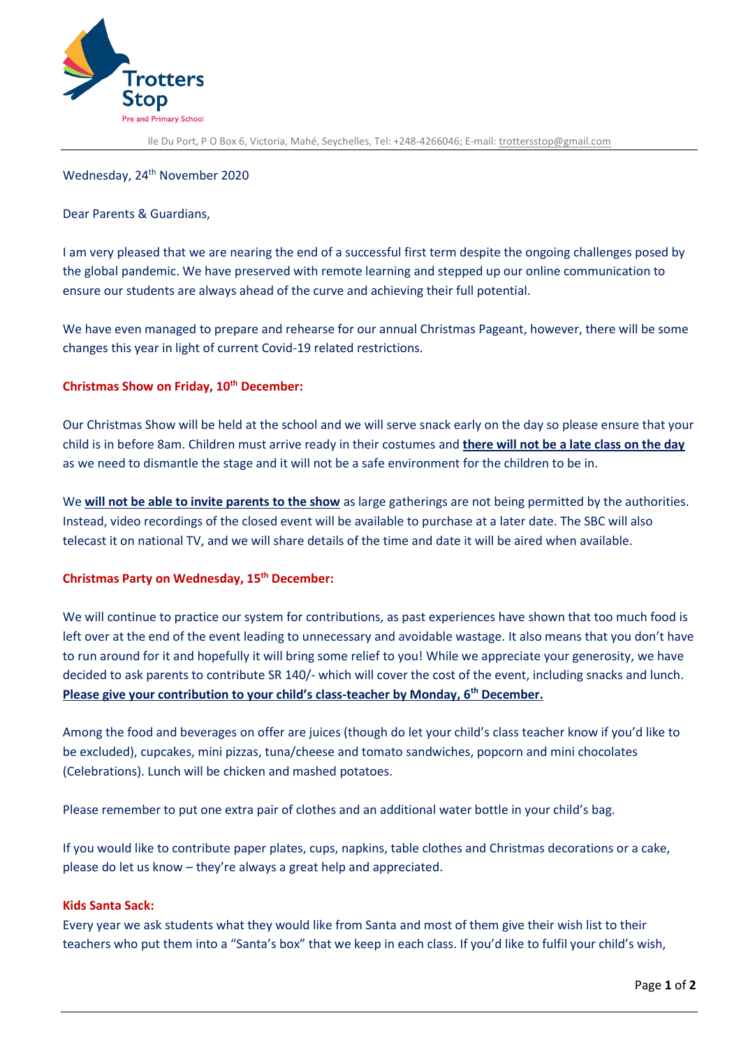**Trotters Stop**

Pre and Primary School

Ile Du Port, P O Box 6, Victoria, Mahé, Seychelles, Tel: +248-4266046; E-mail: trottersstop@gmail.com

Wednesday, 24th November 2020

Dear Parents & Guardians,

I am very pleased that we are nearing the end of a successful first term despite the ongoing challenges posed by the global pandemic. We have preserved with remote learning and stepped up our online communication to ensure our students are always ahead of the curve and achieving their full potential.

We have even managed to prepare and rehearse for our annual Christmas Pageant, however, there will be some changes this year in light of current Covid-19 related restrictions.

**Christmas Show on Friday, 10th December:**

Our Christmas Show will be held at the school and we will serve snack early on the day so please ensure that your child is in before 8am. Children must arrive ready in their costumes and **there will not be a late class on the day** as we need to dismantle the stage and it will not be a safe environment for the children to be in.

We **will not be able to invite parents to the show** as large gatherings are not being permitted by the authorities. Instead, video recordings of the closed event will be available to purchase at a later date. The SBC will also telecast it on national TV, and we will share details of the time and date it will be aired when available.

**Christmas Party on Wednesday, 15th December:**

We will continue to practice our system for contributions, as past experiences have shown that too much food is left over at the end of the event leading to unnecessary and avoidable wastage. It also means that you don't have to run around for it and hopefully it will bring some relief to you! While we appreciate your generosity, we have decided to ask parents to contribute SR 140/- which will cover the cost of the event, including snacks and lunch. **Please give your contribution to your child's class-teacher by Monday, 6th December.**

Among the food and beverages on offer are juices (though do let your child's class teacher know if you'd like to be excluded), cupcakes, mini pizzas, tuna/cheese and tomato sandwiches, popcorn and mini chocolates (Celebrations). Lunch will be chicken and mashed potatoes.

Please remember to put one extra pair of clothes and an additional water bottle in your child's bag.

If you would like to contribute paper plates, cups, napkins, table clothes and Christmas decorations or a cake, please do let us know – they're always a great help and appreciated.

**Kids Santa Sack:**

Every year we ask students what they would like from Santa and most of them give their wish list to their teachers who put them into a "Santa's box" that we keep in each class. If you'd like to fulfil your child's wish,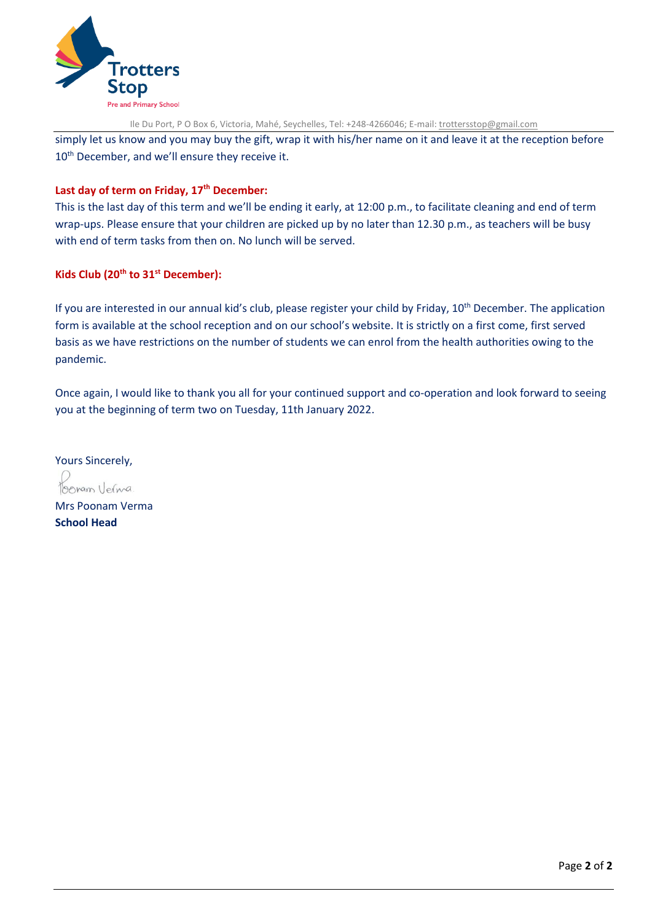simply let us know and you may buy the gift, wrap it with his/her name on it and leave it at the reception before 10th December, and we'll ensure they receive it.

**Last day of term on Friday, 17th December:**

This is the last day of this term and we'll be ending it early, at 12:00 p.m., to facilitate cleaning and end of term wrap-ups. Please ensure that your children are picked up by no later than 12.30 p.m., as teachers will be busy with end of term tasks from then on. No lunch will be served.

**Kids Club (20th to 31st December):**

If you are interested in our annual kid's club, please register your child by Friday, 10th December. The application form is available at the school reception and on our school's website. It is strictly on a first come, first served basis as we have restrictions on the number of students we can enrol from the health authorities owing to the pandemic.

Once again, I would like to thank you all for your continued support and co-operation and look forward to seeing you at the beginning of term two on Tuesday, 11th January 2022.

Yours Sincerely,

Poonam Verma

Mrs Poonam Verma

**School Head**